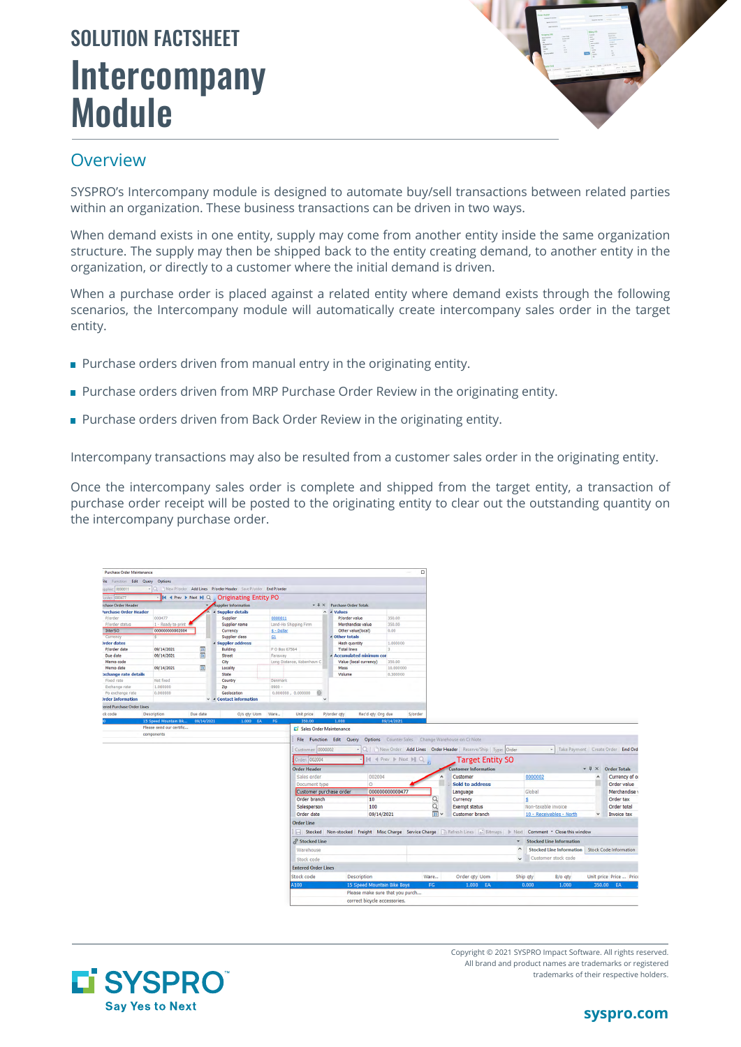SOLUTION FACTSHEET

# Intercompany Module

## Overview

SYSPRO's Intercompany module is designed to automate buy/sell transactions between related parties within an organization. These business transactions can be driven in two ways.

When demand exists in one entity, supply may come from another entity inside the same organization structure. The supply may then be shipped back to the entity creating demand, to another entity in the organization, or directly to a customer where the initial demand is driven.

When a purchase order is placed against a related entity where demand exists through the following scenarios, the Intercompany module will automatically create intercompany sales order in the target entity.

- Purchase orders driven from manual entry in the originating entity.
- Purchase orders driven from MRP Purchase Order Review in the originating entity.
- Purchase orders driven from Back Order Review in the originating entity.

Intercompany transactions may also be resulted from a customer sales order in the originating entity.

Once the intercompany sales order is complete and shipped from the target entity, a transaction of purchase order receipt will be posted to the originating entity to clear out the outstanding quantity on the intercompany purchase order.

Copyright © 2021 SYSPRO Impact Software. All rights reserved.
All brand and product names are trademarks or registered trademarks of their respective holders.

SYSPRO
Say Yes to Next

syspro.com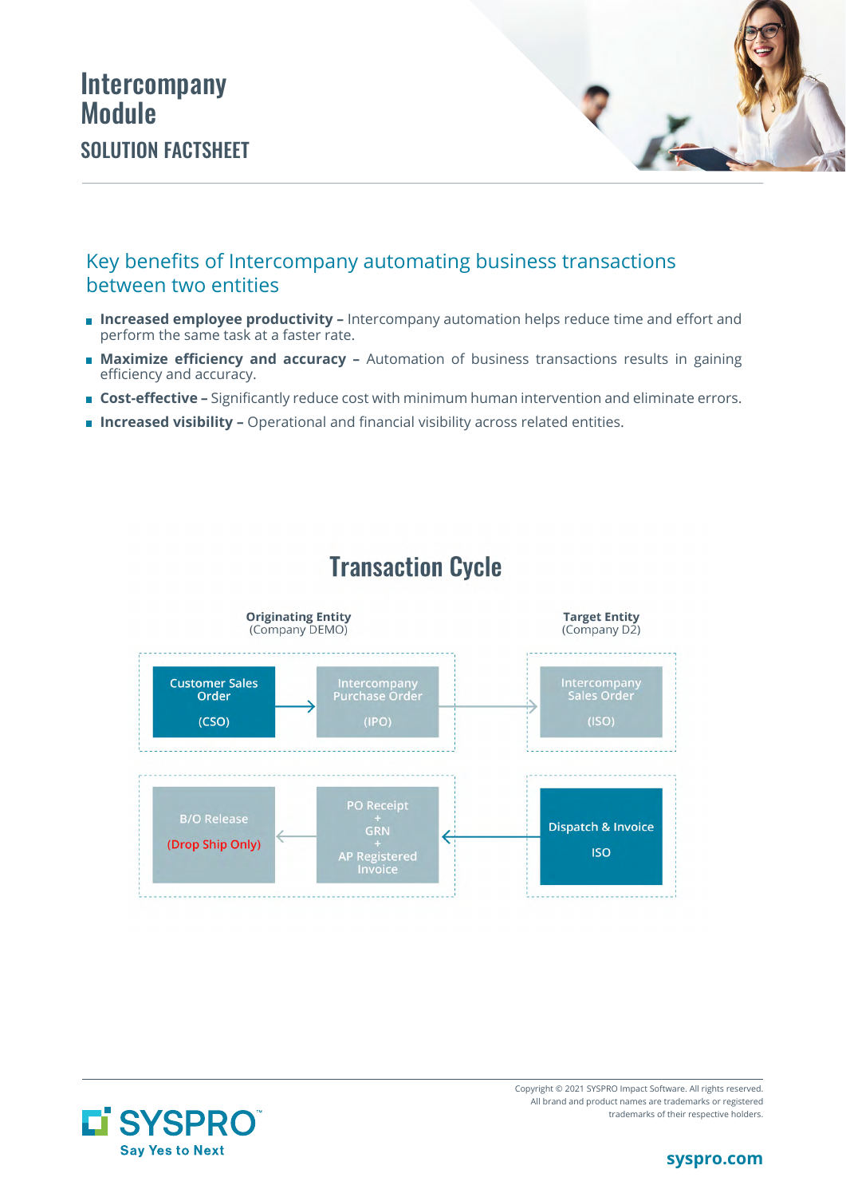# Intercompany Module

## SOLUTION FACTSHEET

## Key benefits of Intercompany automating business transactions between two entities

- **Increased employee productivity –** Intercompany automation helps reduce time and effort and perform the same task at a faster rate.
- **Maximize efficiency and accuracy –** Automation of business transactions results in gaining efficiency and accuracy.
- **Cost-effective –** Significantly reduce cost with minimum human intervention and eliminate errors.
- **Increased visibility –** Operational and financial visibility across related entities.

## Transaction Cycle

**Originating Entity**
(Company DEMO)

**Target Entity**
(Company D2)

Customer Sales Order (CSO) → Intercompany Purchase Order (IPO) → Intercompany Sales Order (ISO)

Dispatch & Invoice ISO → PO Receipt + GRN + AP Registered Invoice → B/O Release (Drop Ship Only)

Copyright © 2021 SYSPRO Impact Software. All rights reserved.
All brand and product names are trademarks or registered trademarks of their respective holders.

SYSPRO
Say Yes to Next

syspro.com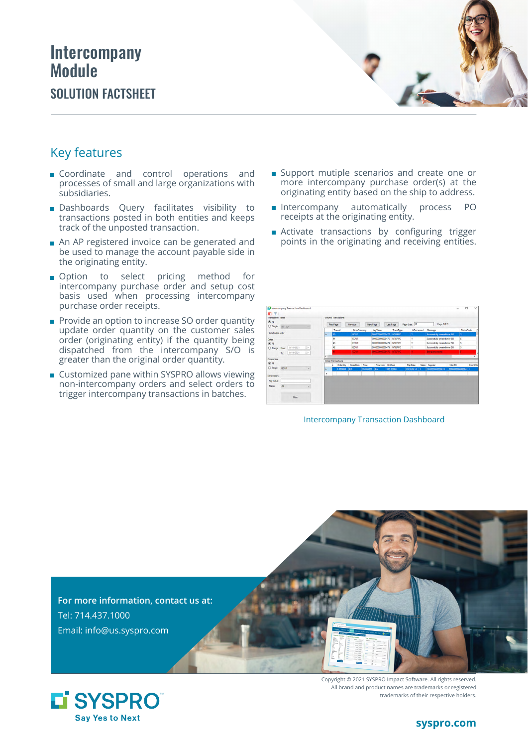# Intercompany Module

## SOLUTION FACTSHEET

## Key features

- Coordinate and control operations and processes of small and large organizations with subsidiaries.
- Dashboards Query facilitates visibility to transactions posted in both entities and keeps track of the unposted transaction.
- An AP registered invoice can be generated and be used to manage the account payable side in the originating entity.
- Option to select pricing method for intercompany purchase order and setup cost basis used when processing intercompany purchase order receipts.
- Provide an option to increase SO order quantity update order quantity on the customer sales order (originating entity) if the quantity being dispatched from the intercompany S/O is greater than the original order quantity.
- Customized pane within SYSPRO allows viewing non-intercompany orders and select orders to trigger intercompany transactions in batches.
- Support mutiple scenarios and create one or more intercompany purchase order(s) at the originating entity based on the ship to address.
- Intercompany automatically process PO receipts at the originating entity.
- Activate transactions by configuring trigger points in the originating and receiving entities.

Intercompany Transaction Dashboard

For more information, contact us at:

Tel: 714.437.1000

Email: info@us.syspro.com

Copyright © 2021 SYSPRO Impact Software. All rights reserved.
All brand and product names are trademarks or registered trademarks of their respective holders.

SYSPRO
Say Yes to Next

syspro.com